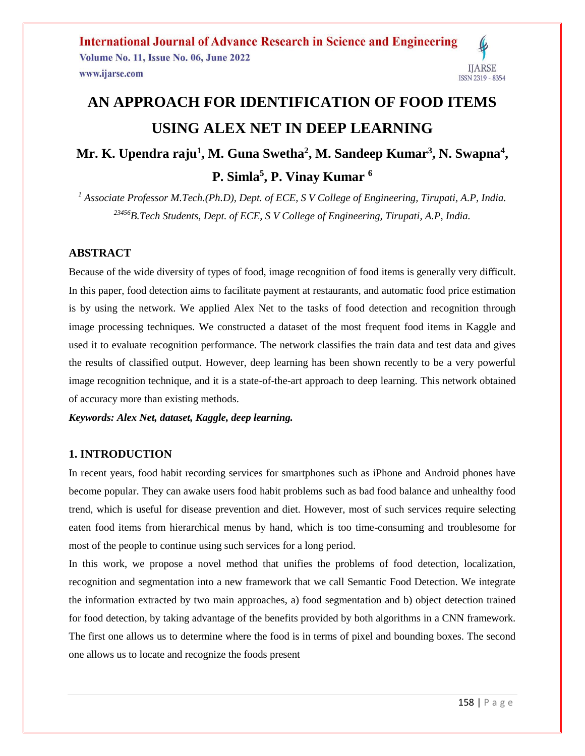# AN APPROACH FOR IDENTIFICATION OF FOOD ITEMS USING ALEX NET IN DEEP LEARNING

**Mr. K. Upendra raju[1], M. Guna Swetha[2], M. Sandeep Kumar[3], N. Swapna[4], P. Simla[5], P. Vinay Kumar [6]**

*[1] Associate Professor M.Tech.(Ph.D), Dept. of ECE, S V College of Engineering, Tirupati, A.P, India.*
*[23456]B.Tech Students, Dept. of ECE, S V College of Engineering, Tirupati, A.P, India.*

## ABSTRACT

Because of the wide diversity of types of food, image recognition of food items is generally very difficult. In this paper, food detection aims to facilitate payment at restaurants, and automatic food price estimation is by using the network. We applied Alex Net to the tasks of food detection and recognition through image processing techniques. We constructed a dataset of the most frequent food items in Kaggle and used it to evaluate recognition performance. The network classifies the train data and test data and gives the results of classified output. However, deep learning has been shown recently to be a very powerful image recognition technique, and it is a state-of-the-art approach to deep learning. This network obtained of accuracy more than existing methods.

***Keywords: Alex Net, dataset, Kaggle, deep learning.***

## 1. INTRODUCTION

In recent years, food habit recording services for smartphones such as iPhone and Android phones have become popular. They can awake users food habit problems such as bad food balance and unhealthy food trend, which is useful for disease prevention and diet. However, most of such services require selecting eaten food items from hierarchical menus by hand, which is too time-consuming and troublesome for most of the people to continue using such services for a long period.

In this work, we propose a novel method that unifies the problems of food detection, localization, recognition and segmentation into a new framework that we call Semantic Food Detection. We integrate the information extracted by two main approaches, a) food segmentation and b) object detection trained for food detection, by taking advantage of the benefits provided by both algorithms in a CNN framework. The first one allows us to determine where the food is in terms of pixel and bounding boxes. The second one allows us to locate and recognize the foods present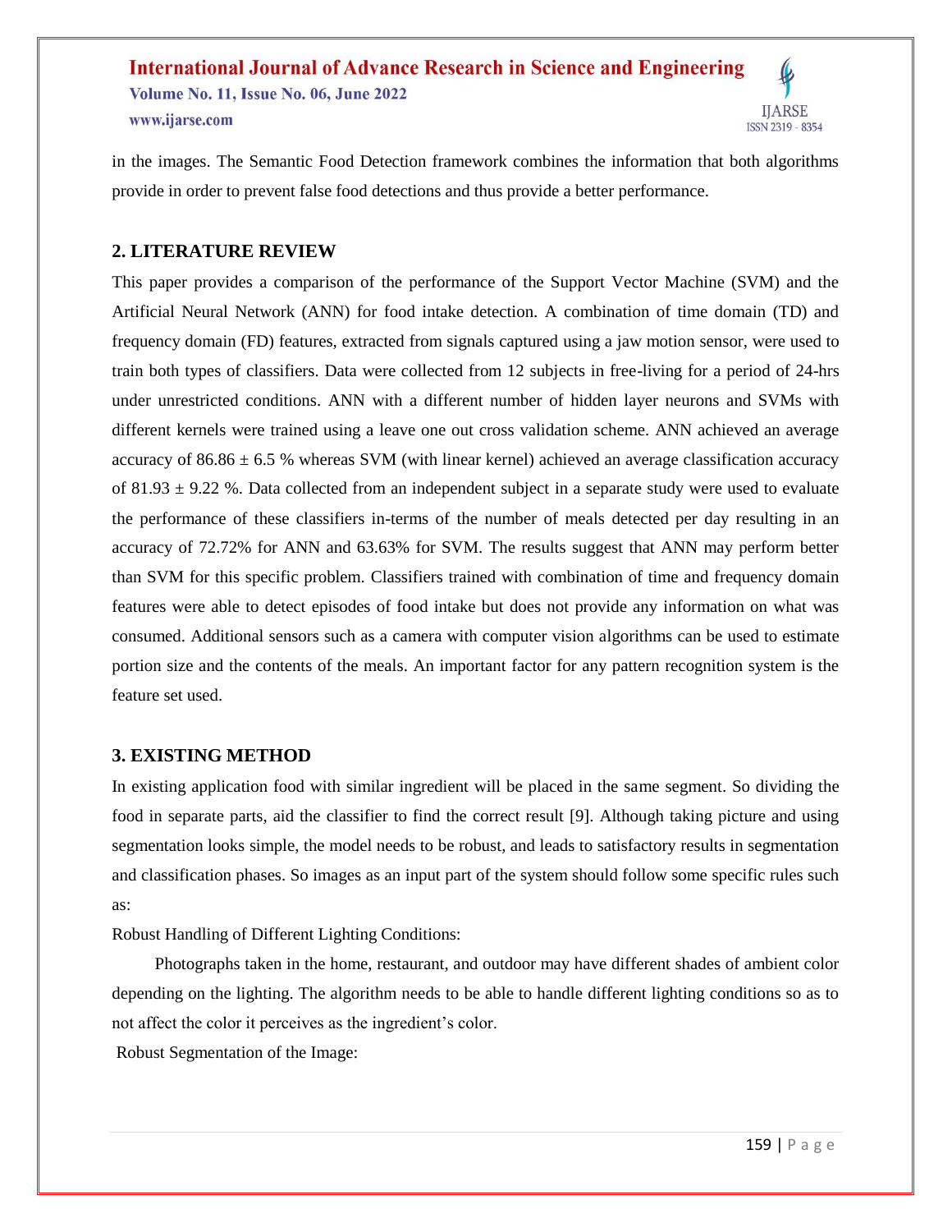in the images. The Semantic Food Detection framework combines the information that both algorithms provide in order to prevent false food detections and thus provide a better performance.

## 2. LITERATURE REVIEW

This paper provides a comparison of the performance of the Support Vector Machine (SVM) and the Artificial Neural Network (ANN) for food intake detection. A combination of time domain (TD) and frequency domain (FD) features, extracted from signals captured using a jaw motion sensor, were used to train both types of classifiers. Data were collected from 12 subjects in free-living for a period of 24-hrs under unrestricted conditions. ANN with a different number of hidden layer neurons and SVMs with different kernels were trained using a leave one out cross validation scheme. ANN achieved an average accuracy of $86.86 \pm 6.5$ % whereas SVM (with linear kernel) achieved an average classification accuracy of $81.93 \pm 9.22$ %. Data collected from an independent subject in a separate study were used to evaluate the performance of these classifiers in-terms of the number of meals detected per day resulting in an accuracy of 72.72% for ANN and 63.63% for SVM. The results suggest that ANN may perform better than SVM for this specific problem. Classifiers trained with combination of time and frequency domain features were able to detect episodes of food intake but does not provide any information on what was consumed. Additional sensors such as a camera with computer vision algorithms can be used to estimate portion size and the contents of the meals. An important factor for any pattern recognition system is the feature set used.

## 3. EXISTING METHOD

In existing application food with similar ingredient will be placed in the same segment. So dividing the food in separate parts, aid the classifier to find the correct result [9]. Although taking picture and using segmentation looks simple, the model needs to be robust, and leads to satisfactory results in segmentation and classification phases. So images as an input part of the system should follow some specific rules such as:

Robust Handling of Different Lighting Conditions:

Photographs taken in the home, restaurant, and outdoor may have different shades of ambient color depending on the lighting. The algorithm needs to be able to handle different lighting conditions so as to not affect the color it perceives as the ingredient's color.

Robust Segmentation of the Image: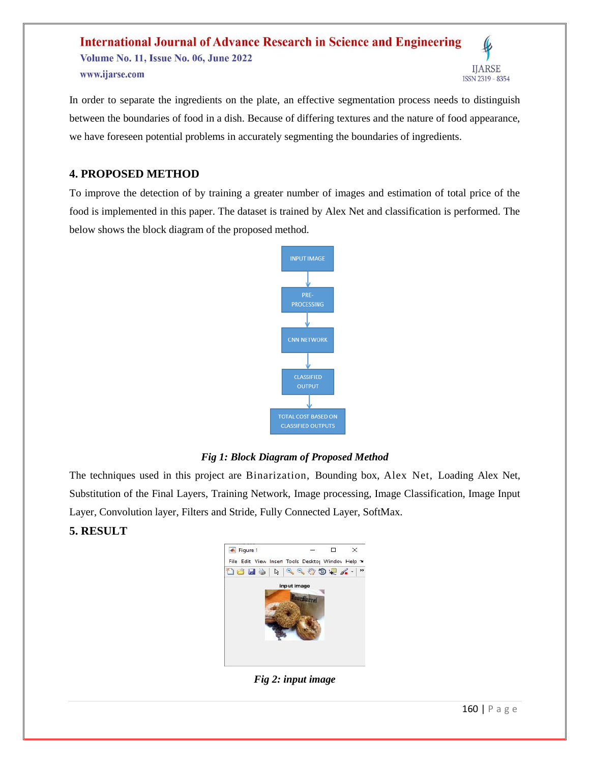In order to separate the ingredients on the plate, an effective segmentation process needs to distinguish between the boundaries of food in a dish. Because of differing textures and the nature of food appearance, we have foreseen potential problems in accurately segmenting the boundaries of ingredients.

## 4. PROPOSED METHOD

To improve the detection of by training a greater number of images and estimation of total price of the food is implemented in this paper. The dataset is trained by Alex Net and classification is performed. The below shows the block diagram of the proposed method.

INPUT IMAGE → PRE-PROCESSING → CNN NETWORK → CLASSIFIED OUTPUT → TOTAL COST BASED ON CLASSIFIED OUTPUTS

*Fig 1: Block Diagram of Proposed Method*

The techniques used in this project are Binarization, Bounding box, Alex Net, Loading Alex Net, Substitution of the Final Layers, Training Network, Image processing, Image Classification, Image Input Layer, Convolution layer, Filters and Stride, Fully Connected Layer, SoftMax.

## 5. RESULT

*Fig 2: input image*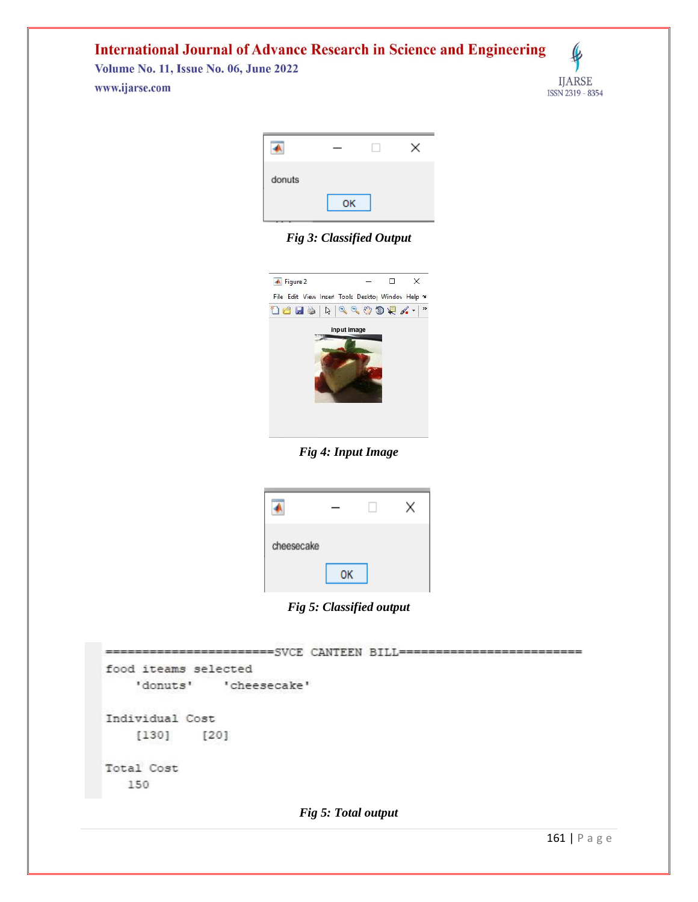*Fig 3: Classified Output*

*Fig 4: Input Image*

*Fig 5: Classified output*

```
=======================SVCE CANTEEN BILL=========================
food iteams selected
    'donuts'    'cheesecake'

Individual Cost
    [130]    [20]

Total Cost
   150
```

*Fig 5: Total output*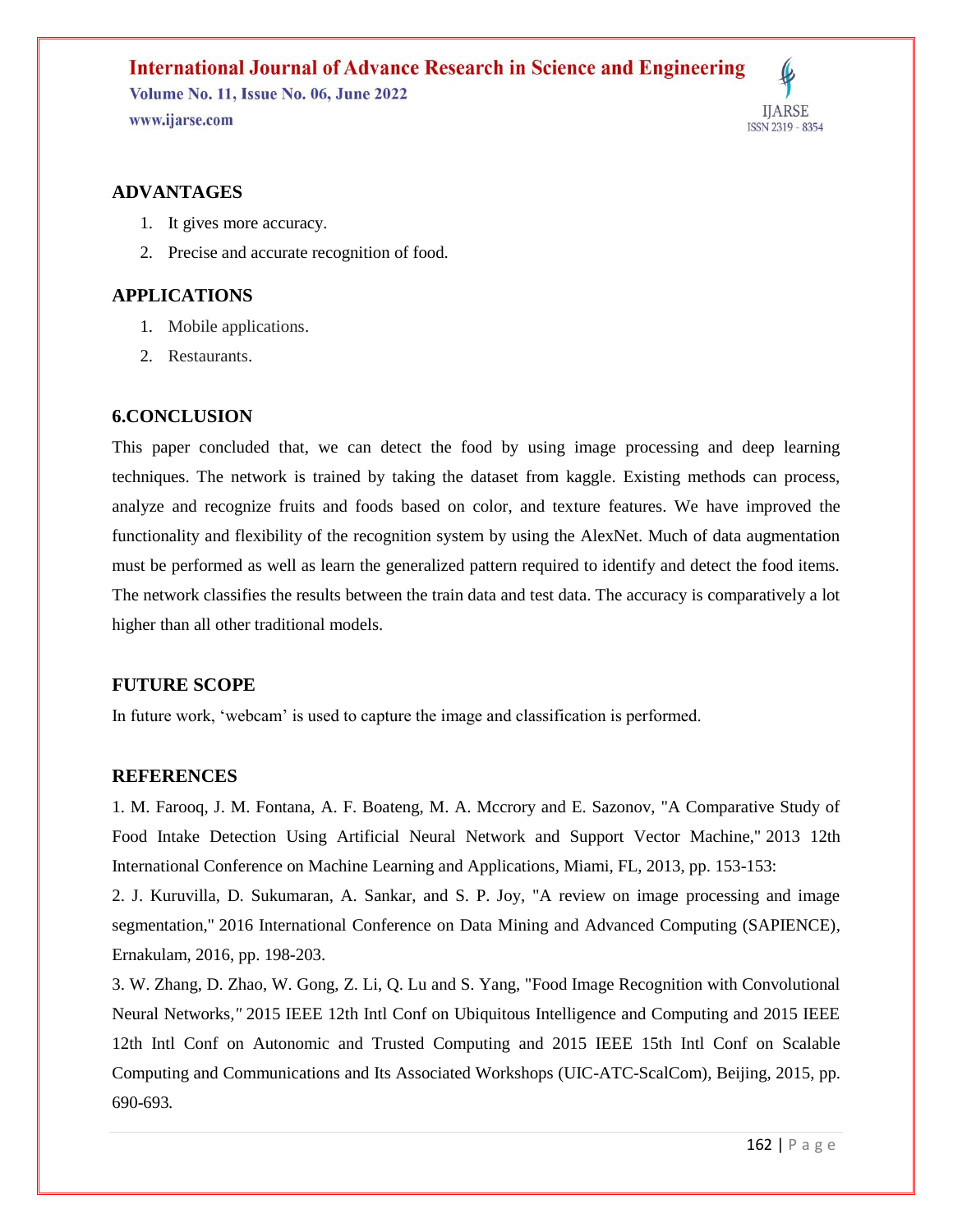## ADVANTAGES

1. It gives more accuracy.
2. Precise and accurate recognition of food.

## APPLICATIONS

1. Mobile applications.
2. Restaurants.

## 6.CONCLUSION

This paper concluded that, we can detect the food by using image processing and deep learning techniques. The network is trained by taking the dataset from kaggle. Existing methods can process, analyze and recognize fruits and foods based on color, and texture features. We have improved the functionality and flexibility of the recognition system by using the AlexNet. Much of data augmentation must be performed as well as learn the generalized pattern required to identify and detect the food items. The network classifies the results between the train data and test data. The accuracy is comparatively a lot higher than all other traditional models.

## FUTURE SCOPE

In future work, 'webcam' is used to capture the image and classification is performed.

## REFERENCES

1. M. Farooq, J. M. Fontana, A. F. Boateng, M. A. Mccrory and E. Sazonov, "A Comparative Study of Food Intake Detection Using Artificial Neural Network and Support Vector Machine," 2013 12th International Conference on Machine Learning and Applications, Miami, FL, 2013, pp. 153-153:

2. J. Kuruvilla, D. Sukumaran, A. Sankar, and S. P. Joy, "A review on image processing and image segmentation," 2016 International Conference on Data Mining and Advanced Computing (SAPIENCE), Ernakulam, 2016, pp. 198-203.

3. W. Zhang, D. Zhao, W. Gong, Z. Li, Q. Lu and S. Yang, "Food Image Recognition with Convolutional Neural Networks," 2015 IEEE 12th Intl Conf on Ubiquitous Intelligence and Computing and 2015 IEEE 12th Intl Conf on Autonomic and Trusted Computing and 2015 IEEE 15th Intl Conf on Scalable Computing and Communications and Its Associated Workshops (UIC-ATC-ScalCom), Beijing, 2015, pp. 690-693.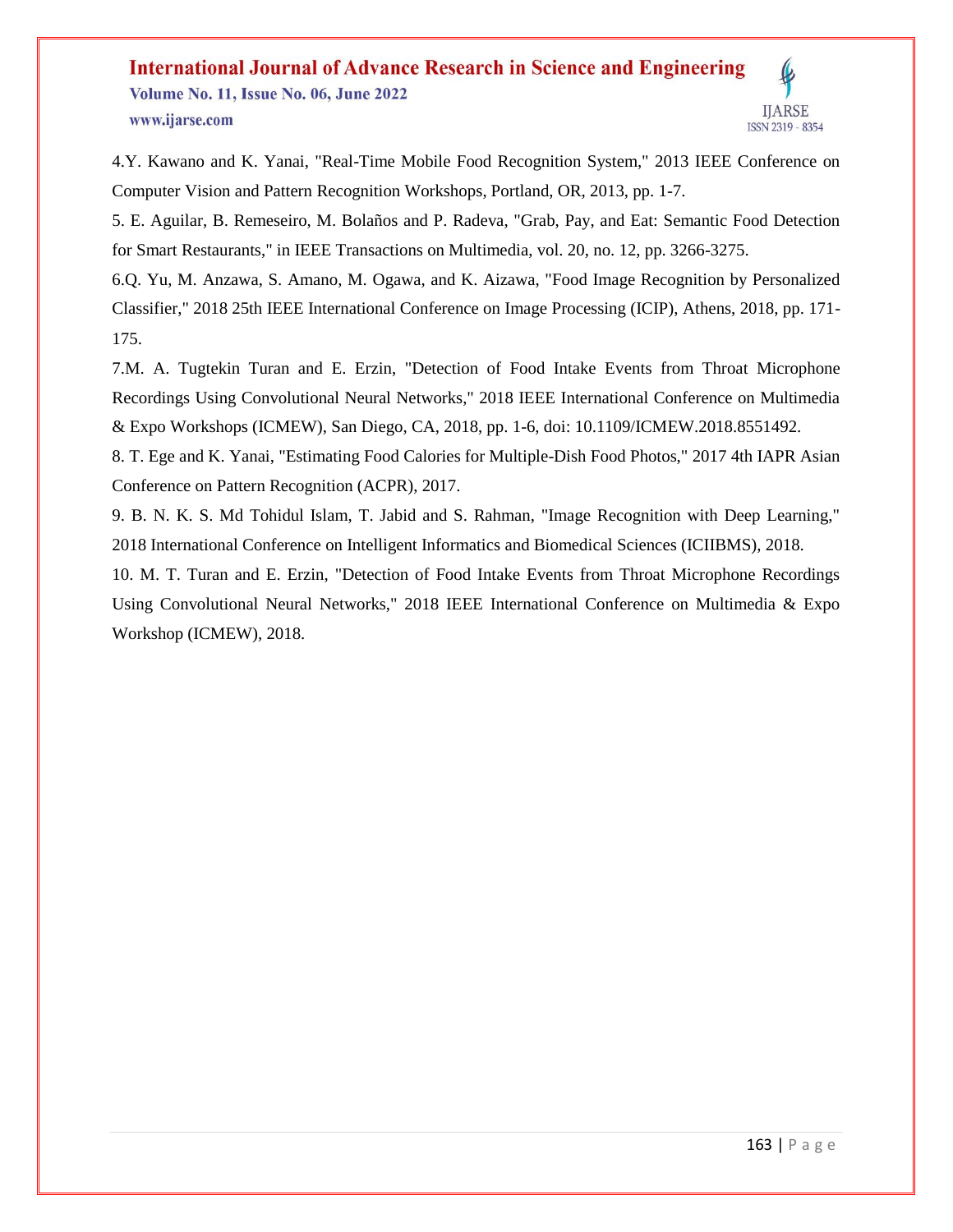4.Y. Kawano and K. Yanai, "Real-Time Mobile Food Recognition System," 2013 IEEE Conference on Computer Vision and Pattern Recognition Workshops, Portland, OR, 2013, pp. 1-7.

5. E. Aguilar, B. Remeseiro, M. Bolaños and P. Radeva, "Grab, Pay, and Eat: Semantic Food Detection for Smart Restaurants," in IEEE Transactions on Multimedia, vol. 20, no. 12, pp. 3266-3275.

6.Q. Yu, M. Anzawa, S. Amano, M. Ogawa, and K. Aizawa, "Food Image Recognition by Personalized Classifier," 2018 25th IEEE International Conference on Image Processing (ICIP), Athens, 2018, pp. 171-175.

7.M. A. Tugtekin Turan and E. Erzin, "Detection of Food Intake Events from Throat Microphone Recordings Using Convolutional Neural Networks," 2018 IEEE International Conference on Multimedia & Expo Workshops (ICMEW), San Diego, CA, 2018, pp. 1-6, doi: 10.1109/ICMEW.2018.8551492.

8. T. Ege and K. Yanai, "Estimating Food Calories for Multiple-Dish Food Photos," 2017 4th IAPR Asian Conference on Pattern Recognition (ACPR), 2017.

9. B. N. K. S. Md Tohidul Islam, T. Jabid and S. Rahman, "Image Recognition with Deep Learning," 2018 International Conference on Intelligent Informatics and Biomedical Sciences (ICIIBMS), 2018.

10. M. T. Turan and E. Erzin, "Detection of Food Intake Events from Throat Microphone Recordings Using Convolutional Neural Networks," 2018 IEEE International Conference on Multimedia & Expo Workshop (ICMEW), 2018.